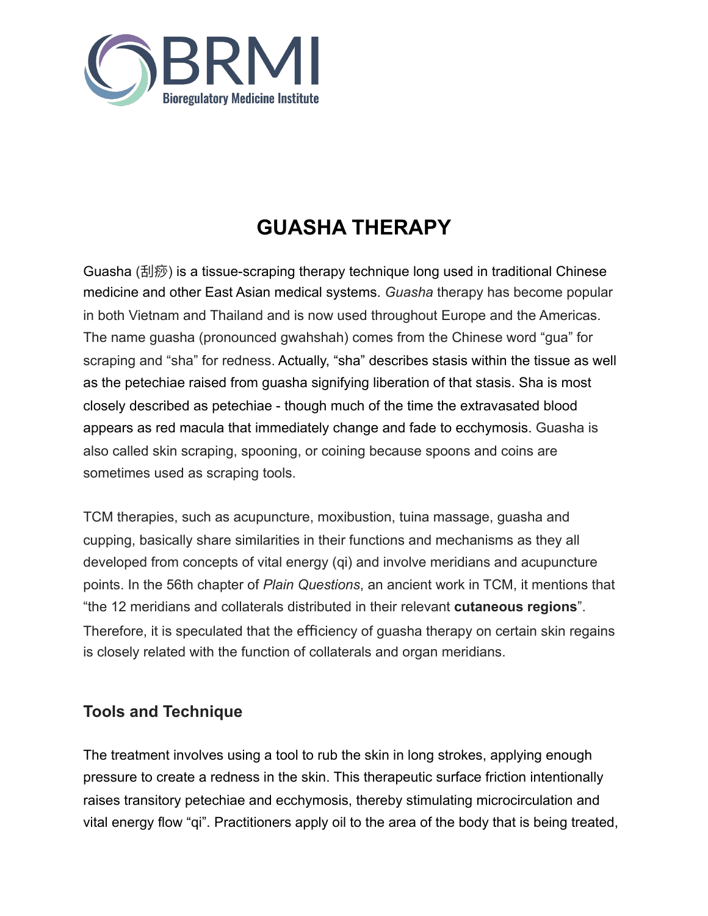# GUASHA THERAPY

Guasha (刮痧) is a tissue-scraping therapy technique long used in traditional Chinese medicine and other East Asian medical systems. *Guasha* therapy has become popular in both Vietnam and Thailand and is now used throughout Europe and the Americas. The name guasha (pronounced gwahshah) comes from the Chinese word "gua" for scraping and "sha" for redness. Actually, "sha" describes stasis within the tissue as well as the petechiae raised from guasha signifying liberation of that stasis. Sha is most closely described as petechiae - though much of the time the extravasated blood appears as red macula that immediately change and fade to ecchymosis. Guasha is also called skin scraping, spooning, or coining because spoons and coins are sometimes used as scraping tools.

TCM therapies, such as acupuncture, moxibustion, tuina massage, guasha and cupping, basically share similarities in their functions and mechanisms as they all developed from concepts of vital energy (qi) and involve meridians and acupuncture points. In the 56th chapter of *Plain Questions*, an ancient work in TCM, it mentions that "the 12 meridians and collaterals distributed in their relevant **cutaneous regions**". Therefore, it is speculated that the efficiency of guasha therapy on certain skin regains is closely related with the function of collaterals and organ meridians.

## Tools and Technique

The treatment involves using a tool to rub the skin in long strokes, applying enough pressure to create a redness in the skin. This therapeutic surface friction intentionally raises transitory petechiae and ecchymosis, thereby stimulating microcirculation and vital energy flow "qi". Practitioners apply oil to the area of the body that is being treated,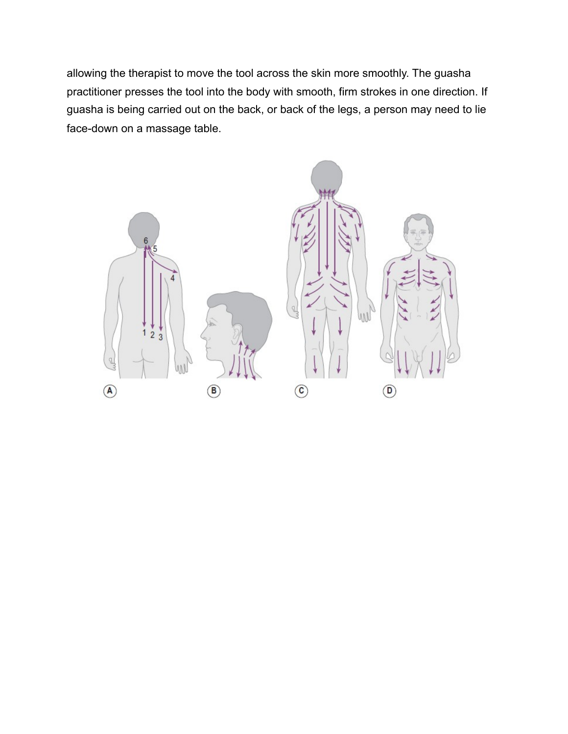allowing the therapist to move the tool across the skin more smoothly. The guasha practitioner presses the tool into the body with smooth, firm strokes in one direction. If guasha is being carried out on the back, or back of the legs, a person may need to lie face-down on a massage table.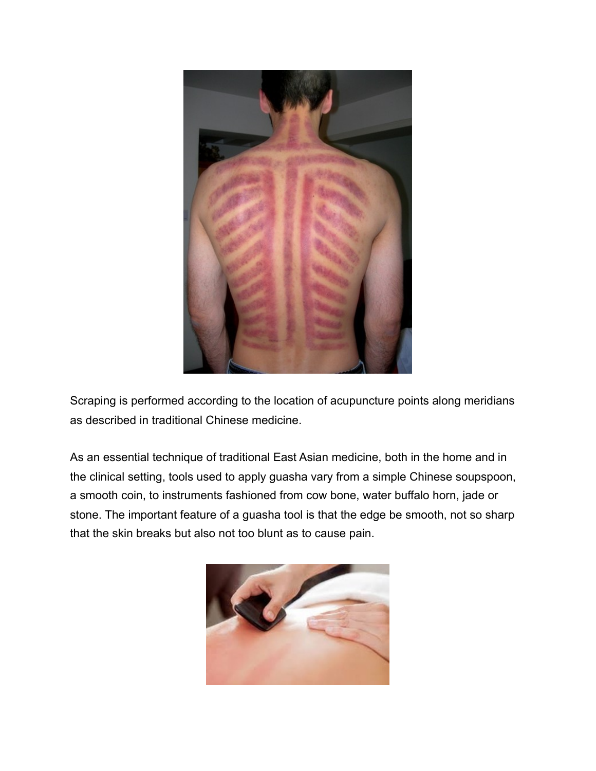Scraping is performed according to the location of acupuncture points along meridians as described in traditional Chinese medicine.

As an essential technique of traditional East Asian medicine, both in the home and in the clinical setting, tools used to apply guasha vary from a simple Chinese soupspoon, a smooth coin, to instruments fashioned from cow bone, water buffalo horn, jade or stone. The important feature of a guasha tool is that the edge be smooth, not so sharp that the skin breaks but also not too blunt as to cause pain.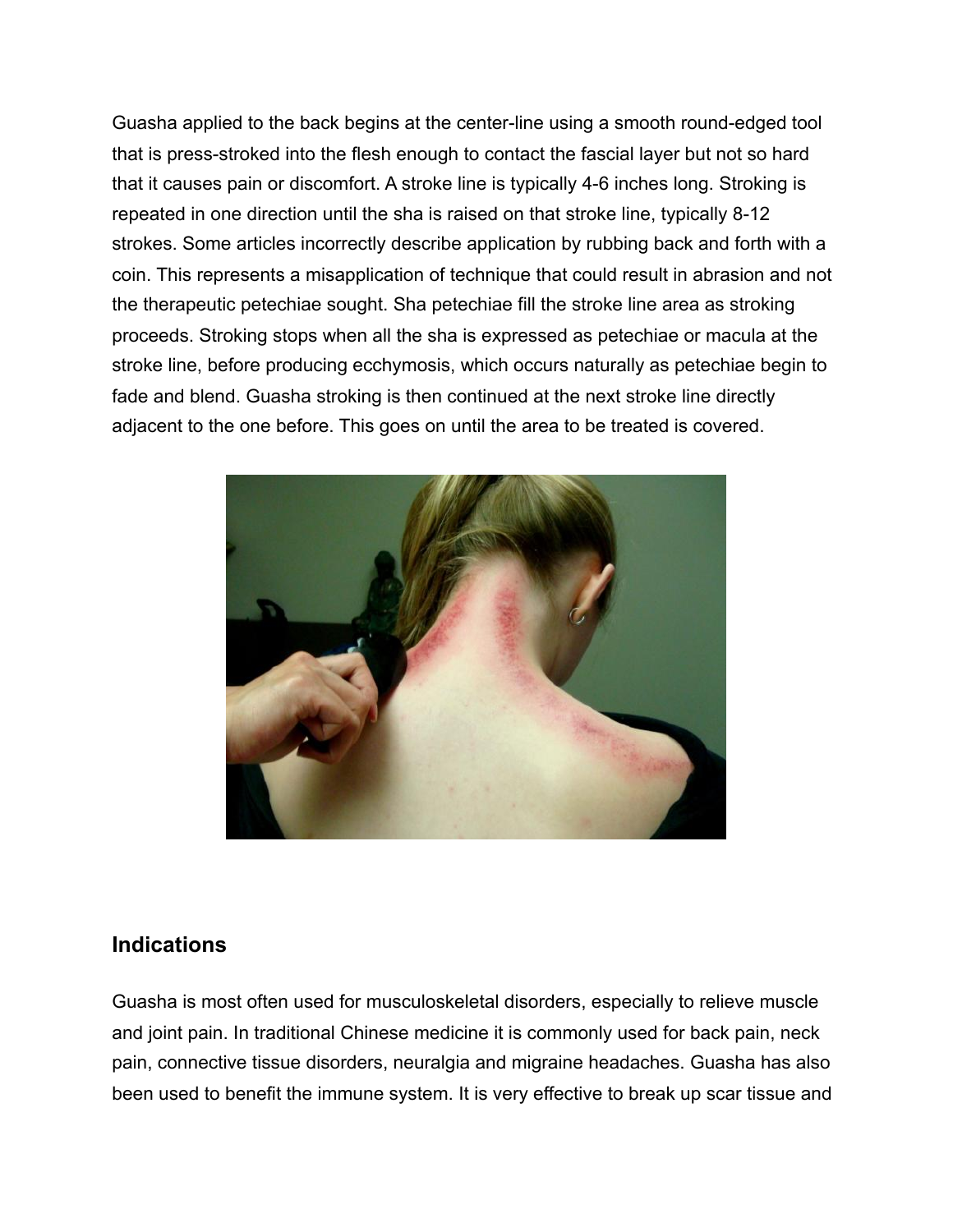Guasha applied to the back begins at the center-line using a smooth round-edged tool that is press-stroked into the flesh enough to contact the fascial layer but not so hard that it causes pain or discomfort. A stroke line is typically 4-6 inches long. Stroking is repeated in one direction until the sha is raised on that stroke line, typically 8-12 strokes. Some articles incorrectly describe application by rubbing back and forth with a coin. This represents a misapplication of technique that could result in abrasion and not the therapeutic petechiae sought. Sha petechiae fill the stroke line area as stroking proceeds. Stroking stops when all the sha is expressed as petechiae or macula at the stroke line, before producing ecchymosis, which occurs naturally as petechiae begin to fade and blend. Guasha stroking is then continued at the next stroke line directly adjacent to the one before. This goes on until the area to be treated is covered.

## Indications

Guasha is most often used for musculoskeletal disorders, especially to relieve muscle and joint pain. In traditional Chinese medicine it is commonly used for back pain, neck pain, connective tissue disorders, neuralgia and migraine headaches. Guasha has also been used to benefit the immune system. It is very effective to break up scar tissue and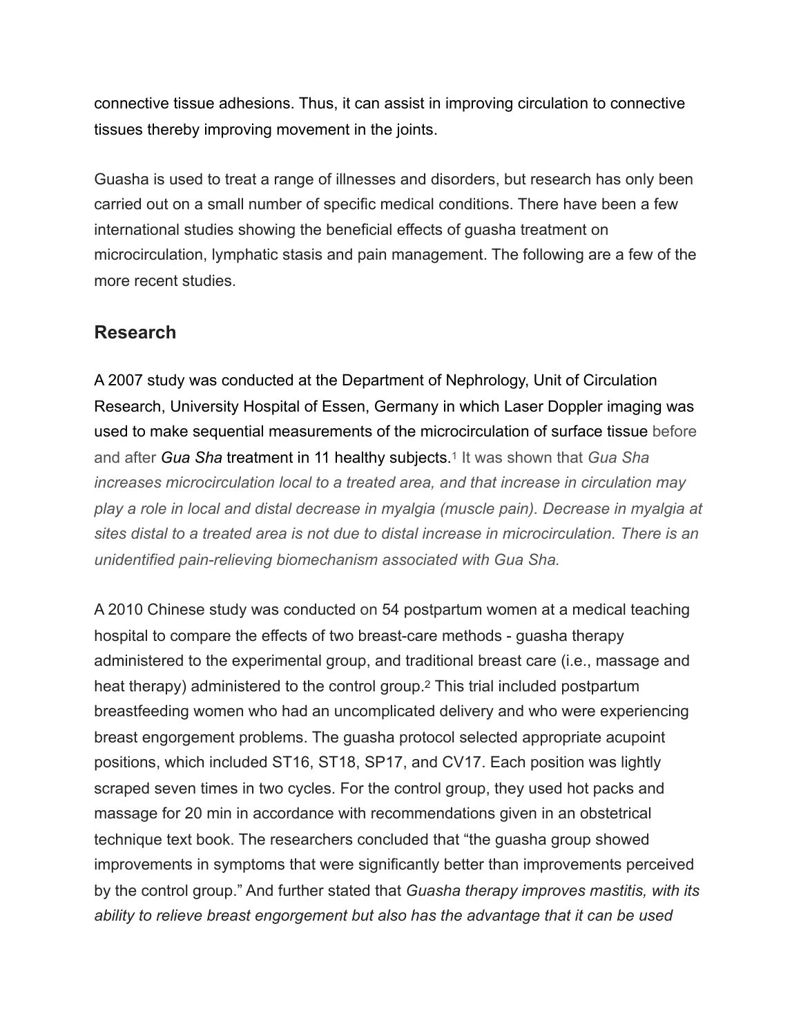connective tissue adhesions. Thus, it can assist in improving circulation to connective tissues thereby improving movement in the joints.

Guasha is used to treat a range of illnesses and disorders, but research has only been carried out on a small number of specific medical conditions. There have been a few international studies showing the beneficial effects of guasha treatment on microcirculation, lymphatic stasis and pain management. The following are a few of the more recent studies.

## Research

A 2007 study was conducted at the Department of Nephrology, Unit of Circulation Research, University Hospital of Essen, Germany in which Laser Doppler imaging was used to make sequential measurements of the microcirculation of surface tissue before and after *Gua Sha* treatment in 11 healthy subjects.[1] It was shown that *Gua Sha increases microcirculation local to a treated area, and that increase in circulation may play a role in local and distal decrease in myalgia (muscle pain). Decrease in myalgia at sites distal to a treated area is not due to distal increase in microcirculation. There is an unidentified pain-relieving biomechanism associated with Gua Sha.*

A 2010 Chinese study was conducted on 54 postpartum women at a medical teaching hospital to compare the effects of two breast-care methods - guasha therapy administered to the experimental group, and traditional breast care (i.e., massage and heat therapy) administered to the control group.[2] This trial included postpartum breastfeeding women who had an uncomplicated delivery and who were experiencing breast engorgement problems. The guasha protocol selected appropriate acupoint positions, which included ST16, ST18, SP17, and CV17. Each position was lightly scraped seven times in two cycles. For the control group, they used hot packs and massage for 20 min in accordance with recommendations given in an obstetrical technique text book. The researchers concluded that "the guasha group showed improvements in symptoms that were significantly better than improvements perceived by the control group." And further stated that *Guasha therapy improves mastitis, with its ability to relieve breast engorgement but also has the advantage that it can be used*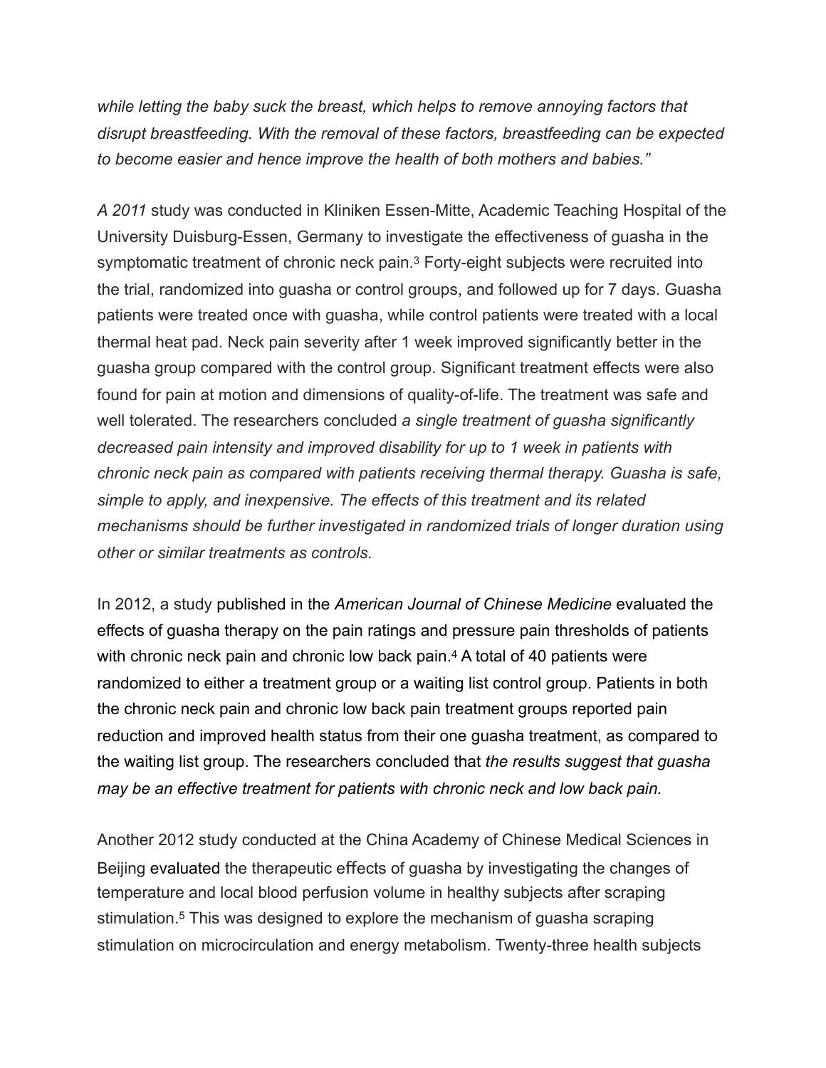*while letting the baby suck the breast, which helps to remove annoying factors that disrupt breastfeeding. With the removal of these factors, breastfeeding can be expected to become easier and hence improve the health of both mothers and babies."*

*A 2011* study was conducted in Kliniken Essen-Mitte, Academic Teaching Hospital of the University Duisburg-Essen, Germany to investigate the effectiveness of guasha in the symptomatic treatment of chronic neck pain.[3] Forty-eight subjects were recruited into the trial, randomized into guasha or control groups, and followed up for 7 days. Guasha patients were treated once with guasha, while control patients were treated with a local thermal heat pad. Neck pain severity after 1 week improved significantly better in the guasha group compared with the control group. Significant treatment effects were also found for pain at motion and dimensions of quality-of-life. The treatment was safe and well tolerated. The researchers concluded *a single treatment of guasha significantly decreased pain intensity and improved disability for up to 1 week in patients with chronic neck pain as compared with patients receiving thermal therapy. Guasha is safe, simple to apply, and inexpensive. The effects of this treatment and its related mechanisms should be further investigated in randomized trials of longer duration using other or similar treatments as controls.*

In 2012, a study published in the *American Journal of Chinese Medicine* evaluated the effects of guasha therapy on the pain ratings and pressure pain thresholds of patients with chronic neck pain and chronic low back pain.[4] A total of 40 patients were randomized to either a treatment group or a waiting list control group. Patients in both the chronic neck pain and chronic low back pain treatment groups reported pain reduction and improved health status from their one guasha treatment, as compared to the waiting list group. The researchers concluded that *the results suggest that guasha may be an effective treatment for patients with chronic neck and low back pain.*

Another 2012 study conducted at the China Academy of Chinese Medical Sciences in Beijing evaluated the therapeutic effects of guasha by investigating the changes of temperature and local blood perfusion volume in healthy subjects after scraping stimulation.[5] This was designed to explore the mechanism of guasha scraping stimulation on microcirculation and energy metabolism. Twenty-three health subjects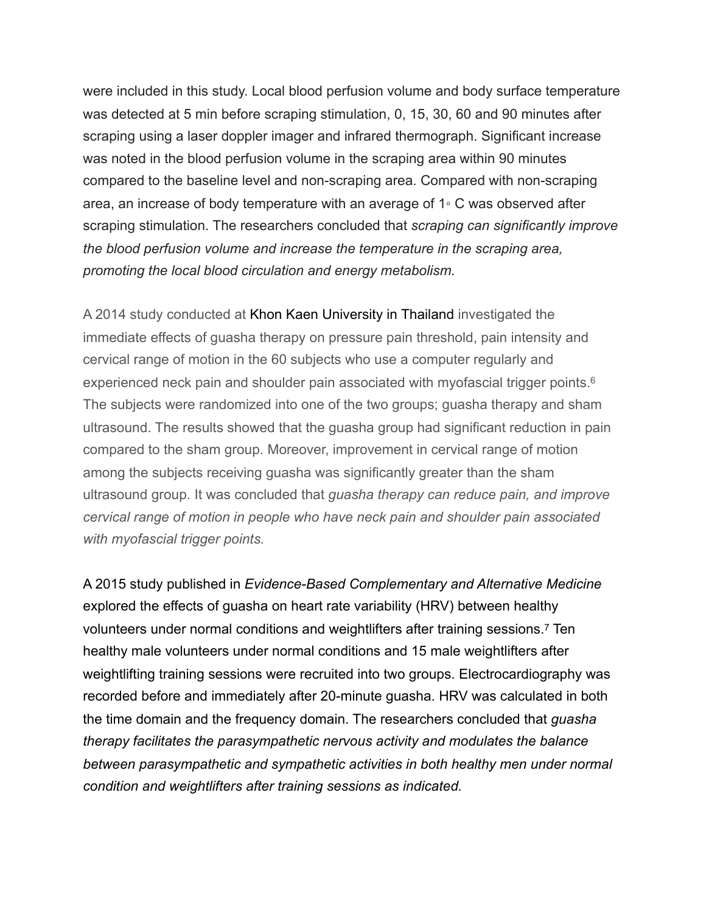were included in this study. Local blood perfusion volume and body surface temperature was detected at 5 min before scraping stimulation, 0, 15, 30, 60 and 90 minutes after scraping using a laser doppler imager and infrared thermograph. Significant increase was noted in the blood perfusion volume in the scraping area within 90 minutes compared to the baseline level and non-scraping area. Compared with non-scraping area, an increase of body temperature with an average of 1◦ C was observed after scraping stimulation. The researchers concluded that *scraping can significantly improve the blood perfusion volume and increase the temperature in the scraping area, promoting the local blood circulation and energy metabolism.*

A 2014 study conducted at Khon Kaen University in Thailand investigated the immediate effects of guasha therapy on pressure pain threshold, pain intensity and cervical range of motion in the 60 subjects who use a computer regularly and experienced neck pain and shoulder pain associated with myofascial trigger points.[6] The subjects were randomized into one of the two groups; guasha therapy and sham ultrasound. The results showed that the guasha group had significant reduction in pain compared to the sham group. Moreover, improvement in cervical range of motion among the subjects receiving guasha was significantly greater than the sham ultrasound group. It was concluded that *guasha therapy can reduce pain, and improve cervical range of motion in people who have neck pain and shoulder pain associated with myofascial trigger points.*

A 2015 study published in *Evidence-Based Complementary and Alternative Medicine* explored the effects of guasha on heart rate variability (HRV) between healthy volunteers under normal conditions and weightlifters after training sessions.[7] Ten healthy male volunteers under normal conditions and 15 male weightlifters after weightlifting training sessions were recruited into two groups. Electrocardiography was recorded before and immediately after 20-minute guasha. HRV was calculated in both the time domain and the frequency domain. The researchers concluded that *guasha therapy facilitates the parasympathetic nervous activity and modulates the balance between parasympathetic and sympathetic activities in both healthy men under normal condition and weightlifters after training sessions as indicated.*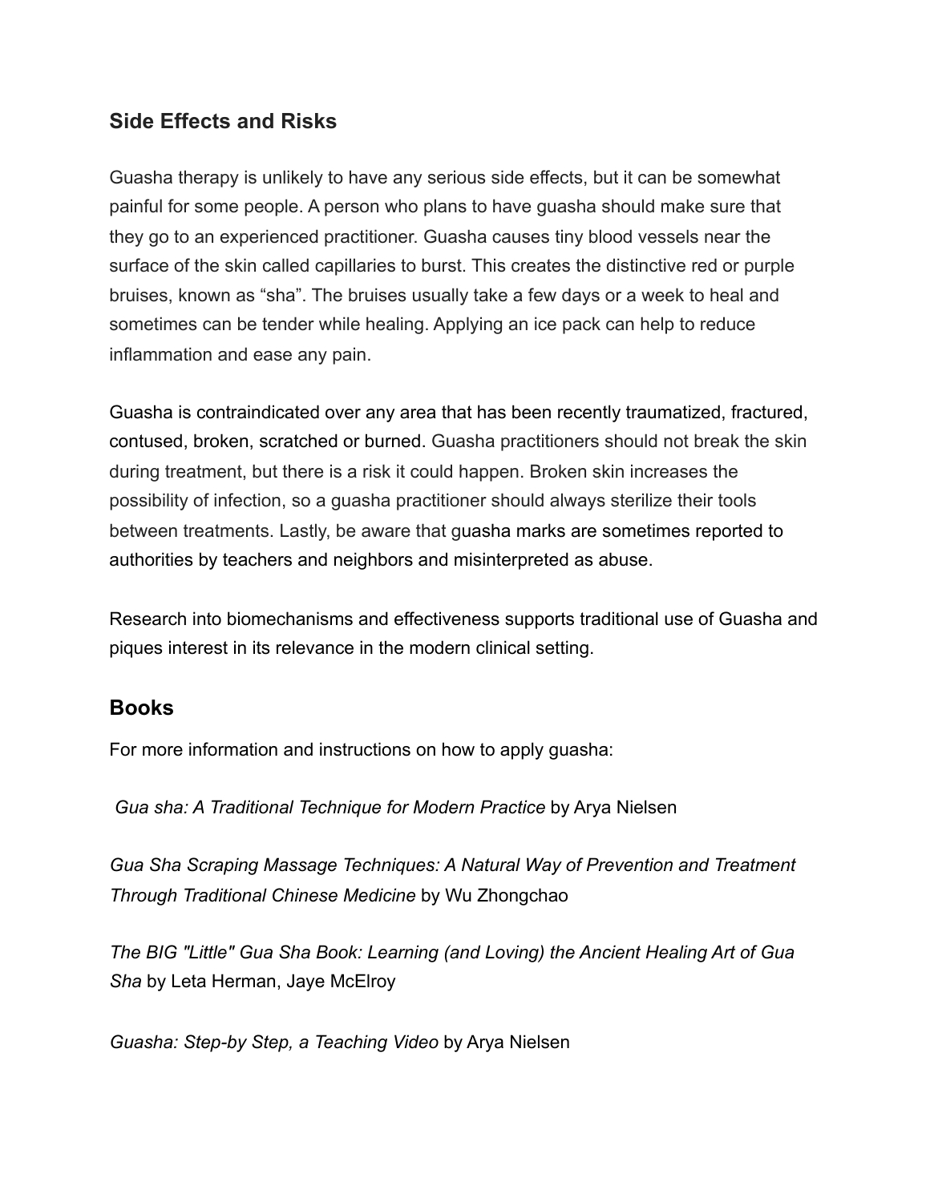## Side Effects and Risks

Guasha therapy is unlikely to have any serious side effects, but it can be somewhat painful for some people. A person who plans to have guasha should make sure that they go to an experienced practitioner. Guasha causes tiny blood vessels near the surface of the skin called capillaries to burst. This creates the distinctive red or purple bruises, known as "sha". The bruises usually take a few days or a week to heal and sometimes can be tender while healing. Applying an ice pack can help to reduce inflammation and ease any pain.

Guasha is contraindicated over any area that has been recently traumatized, fractured, contused, broken, scratched or burned. Guasha practitioners should not break the skin during treatment, but there is a risk it could happen. Broken skin increases the possibility of infection, so a guasha practitioner should always sterilize their tools between treatments. Lastly, be aware that guasha marks are sometimes reported to authorities by teachers and neighbors and misinterpreted as abuse.

Research into biomechanisms and effectiveness supports traditional use of Guasha and piques interest in its relevance in the modern clinical setting.

## Books

For more information and instructions on how to apply guasha:

*Gua sha: A Traditional Technique for Modern Practice* by Arya Nielsen

*Gua Sha Scraping Massage Techniques: A Natural Way of Prevention and Treatment Through Traditional Chinese Medicine* by Wu Zhongchao

*The BIG "Little" Gua Sha Book: Learning (and Loving) the Ancient Healing Art of Gua Sha* by Leta Herman, Jaye McElroy

*Guasha: Step-by Step, a Teaching Video* by Arya Nielsen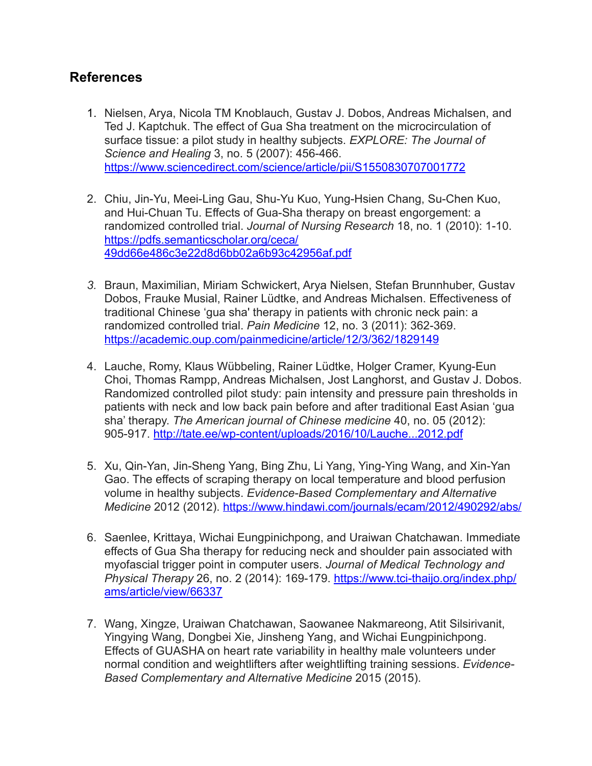## References

1. Nielsen, Arya, Nicola TM Knoblauch, Gustav J. Dobos, Andreas Michalsen, and Ted J. Kaptchuk. The effect of Gua Sha treatment on the microcirculation of surface tissue: a pilot study in healthy subjects. *EXPLORE: The Journal of Science and Healing* 3, no. 5 (2007): 456-466. https://www.sciencedirect.com/science/article/pii/S1550830707001772

2. Chiu, Jin-Yu, Meei-Ling Gau, Shu-Yu Kuo, Yung-Hsien Chang, Su-Chen Kuo, and Hui-Chuan Tu. Effects of Gua-Sha therapy on breast engorgement: a randomized controlled trial. *Journal of Nursing Research* 18, no. 1 (2010): 1-10. https://pdfs.semanticscholar.org/ceca/49dd66e486c3e22d8d6bb02a6b93c42956af.pdf

3. Braun, Maximilian, Miriam Schwickert, Arya Nielsen, Stefan Brunnhuber, Gustav Dobos, Frauke Musial, Rainer Lüdtke, and Andreas Michalsen. Effectiveness of traditional Chinese 'gua sha' therapy in patients with chronic neck pain: a randomized controlled trial. *Pain Medicine* 12, no. 3 (2011): 362-369. https://academic.oup.com/painmedicine/article/12/3/362/1829149

4. Lauche, Romy, Klaus Wübbeling, Rainer Lüdtke, Holger Cramer, Kyung-Eun Choi, Thomas Rampp, Andreas Michalsen, Jost Langhorst, and Gustav J. Dobos. Randomized controlled pilot study: pain intensity and pressure pain thresholds in patients with neck and low back pain before and after traditional East Asian 'gua sha' therapy. *The American journal of Chinese medicine* 40, no. 05 (2012): 905-917. http://tate.ee/wp-content/uploads/2016/10/Lauche...2012.pdf

5. Xu, Qin-Yan, Jin-Sheng Yang, Bing Zhu, Li Yang, Ying-Ying Wang, and Xin-Yan Gao. The effects of scraping therapy on local temperature and blood perfusion volume in healthy subjects. *Evidence-Based Complementary and Alternative Medicine* 2012 (2012). https://www.hindawi.com/journals/ecam/2012/490292/abs/

6. Saenlee, Krittaya, Wichai Eungpinichpong, and Uraiwan Chatchawan. Immediate effects of Gua Sha therapy for reducing neck and shoulder pain associated with myofascial trigger point in computer users. *Journal of Medical Technology and Physical Therapy* 26, no. 2 (2014): 169-179. https://www.tci-thaijo.org/index.php/ams/article/view/66337

7. Wang, Xingze, Uraiwan Chatchawan, Saowanee Nakmareong, Atit Silsirivanit, Yingying Wang, Dongbei Xie, Jinsheng Yang, and Wichai Eungpinichpong. Effects of GUASHA on heart rate variability in healthy male volunteers under normal condition and weightlifters after weightlifting training sessions. *Evidence-Based Complementary and Alternative Medicine* 2015 (2015).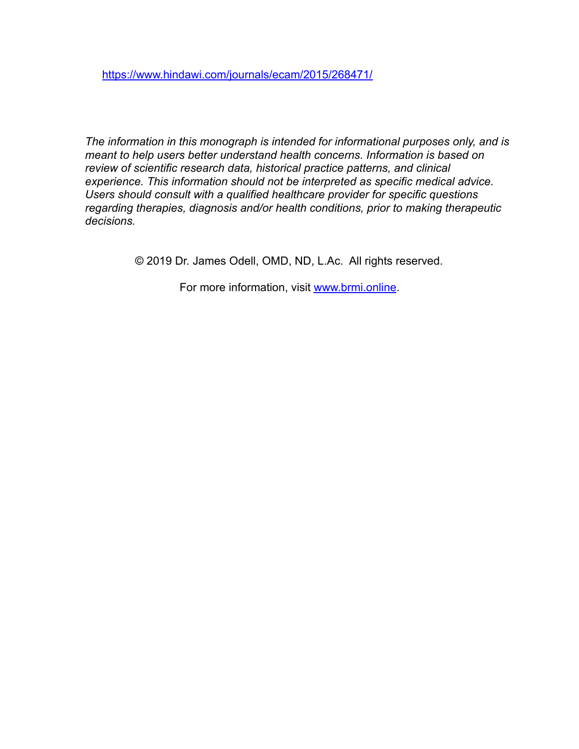https://www.hindawi.com/journals/ecam/2015/268471/

*The information in this monograph is intended for informational purposes only, and is meant to help users better understand health concerns. Information is based on review of scientific research data, historical practice patterns, and clinical experience. This information should not be interpreted as specific medical advice. Users should consult with a qualified healthcare provider for specific questions regarding therapies, diagnosis and/or health conditions, prior to making therapeutic decisions.*

© 2019 Dr. James Odell, OMD, ND, L.Ac. All rights reserved.

For more information, visit www.brmi.online.